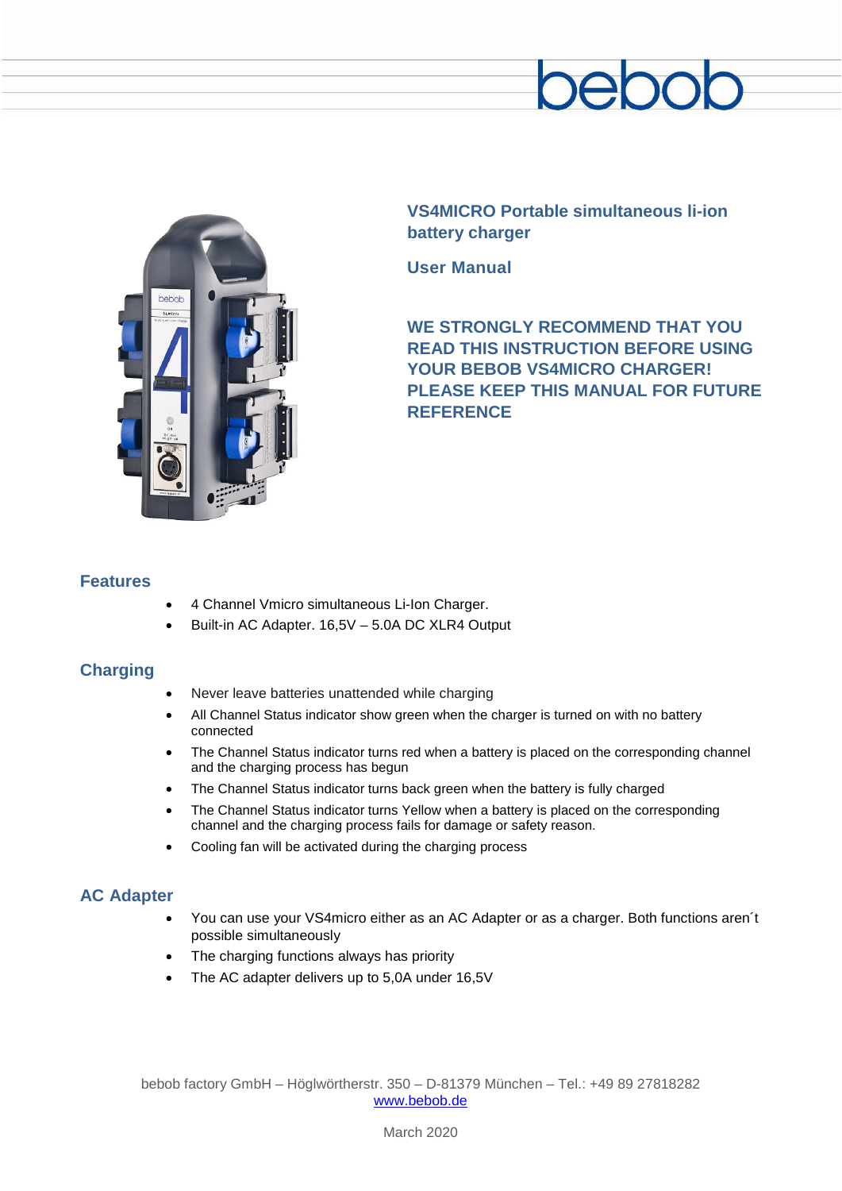bebob

# VS4MICRO Portable simultaneous li-ion battery charger

## User Manual

**WE STRONGLY RECOMMEND THAT YOU READ THIS INSTRUCTION BEFORE USING YOUR BEBOB VS4MICRO CHARGER! PLEASE KEEP THIS MANUAL FOR FUTURE REFERENCE**

## Features

- 4 Channel Vmicro simultaneous Li-Ion Charger.
- Built-in AC Adapter. 16,5V – 5.0A DC XLR4 Output

## Charging

- Never leave batteries unattended while charging
- All Channel Status indicator show green when the charger is turned on with no battery connected
- The Channel Status indicator turns red when a battery is placed on the corresponding channel and the charging process has begun
- The Channel Status indicator turns back green when the battery is fully charged
- The Channel Status indicator turns Yellow when a battery is placed on the corresponding channel and the charging process fails for damage or safety reason.
- Cooling fan will be activated during the charging process

## AC Adapter

- You can use your VS4micro either as an AC Adapter or as a charger. Both functions aren´t possible simultaneously
- The charging functions always has priority
- The AC adapter delivers up to 5,0A under 16,5V

bebob factory GmbH – Höglwörtherstr. 350 – D-81379 München – Tel.: +49 89 27818282
www.bebob.de

March 2020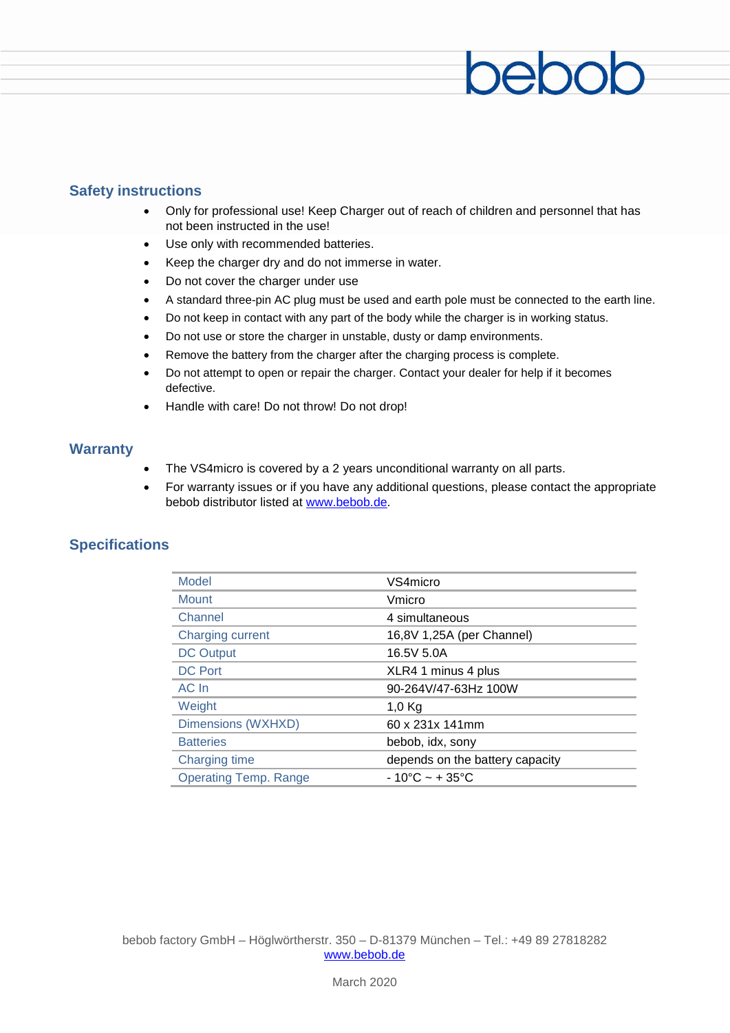## Safety instructions

- Only for professional use! Keep Charger out of reach of children and personnel that has not been instructed in the use!
- Use only with recommended batteries.
- Keep the charger dry and do not immerse in water.
- Do not cover the charger under use
- A standard three-pin AC plug must be used and earth pole must be connected to the earth line.
- Do not keep in contact with any part of the body while the charger is in working status.
- Do not use or store the charger in unstable, dusty or damp environments.
- Remove the battery from the charger after the charging process is complete.
- Do not attempt to open or repair the charger. Contact your dealer for help if it becomes defective.
- Handle with care! Do not throw! Do not drop!

## Warranty

- The VS4micro is covered by a 2 years unconditional warranty on all parts.
- For warranty issues or if you have any additional questions, please contact the appropriate bebob distributor listed at www.bebob.de.

## Specifications

| | |
|---|---|
| Model | VS4micro |
| Mount | Vmicro |
| Channel | 4 simultaneous |
| Charging current | 16,8V 1,25A (per Channel) |
| DC Output | 16.5V 5.0A |
| DC Port | XLR4 1 minus 4 plus |
| AC In | 90-264V/47-63Hz 100W |
| Weight | 1,0 Kg |
| Dimensions (WXHXD) | 60 x 231x 141mm |
| Batteries | bebob, idx, sony |
| Charging time | depends on the battery capacity |
| Operating Temp. Range | - 10°C ~ + 35°C |

bebob factory GmbH – Höglwörtherstr. 350 – D-81379 München – Tel.: +49 89 27818282
www.bebob.de

March 2020